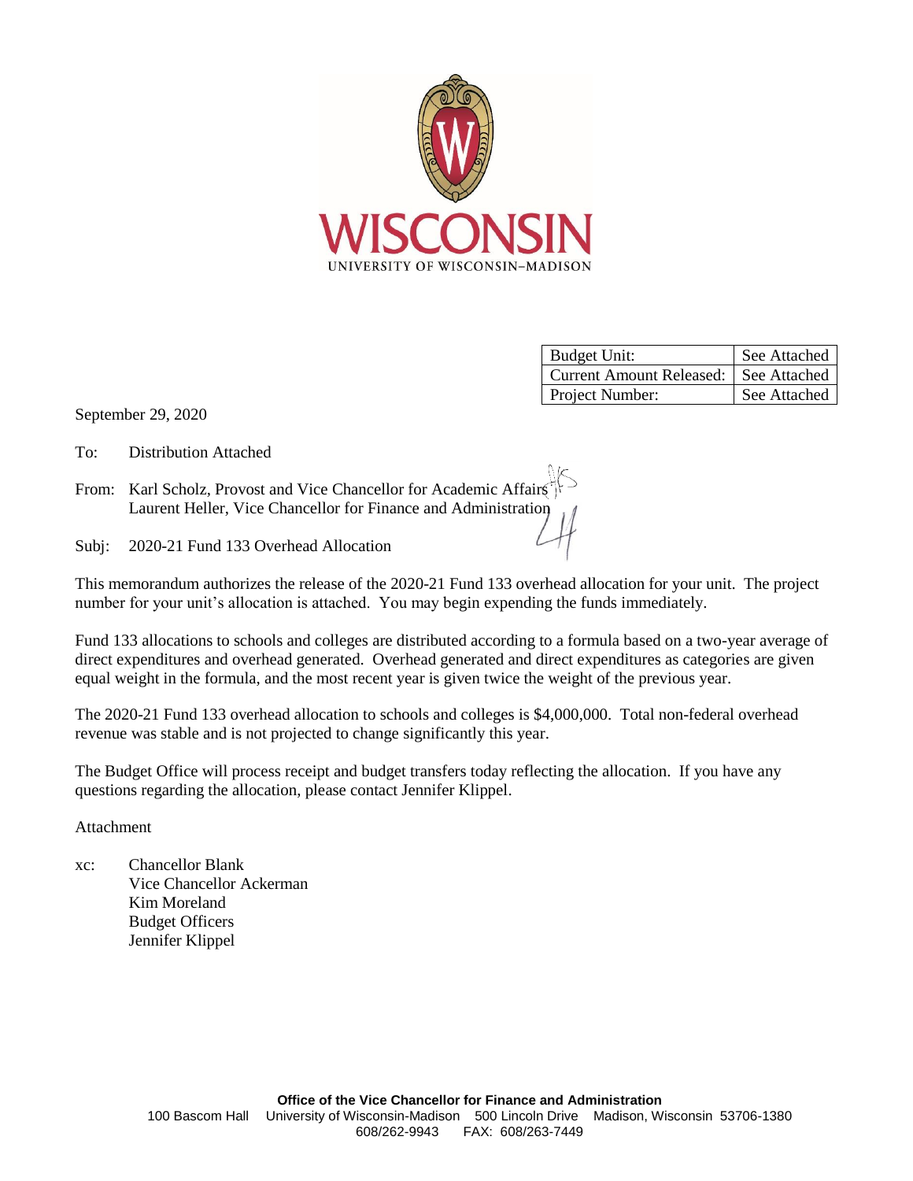WISCONSIN

UNIVERSITY OF WISCONSIN–MADISON

| Budget Unit: | See Attached |
|---|---|
| Current Amount Released: | See Attached |
| Project Number: | See Attached |

September 29, 2020

To: Distribution Attached

From: Karl Scholz, Provost and Vice Chancellor for Academic Affairs
Laurent Heller, Vice Chancellor for Finance and Administration

Subj: 2020-21 Fund 133 Overhead Allocation

This memorandum authorizes the release of the 2020-21 Fund 133 overhead allocation for your unit. The project number for your unit's allocation is attached. You may begin expending the funds immediately.

Fund 133 allocations to schools and colleges are distributed according to a formula based on a two-year average of direct expenditures and overhead generated. Overhead generated and direct expenditures as categories are given equal weight in the formula, and the most recent year is given twice the weight of the previous year.

The 2020-21 Fund 133 overhead allocation to schools and colleges is $4,000,000. Total non-federal overhead revenue was stable and is not projected to change significantly this year.

The Budget Office will process receipt and budget transfers today reflecting the allocation. If you have any questions regarding the allocation, please contact Jennifer Klippel.

Attachment

xc: Chancellor Blank
Vice Chancellor Ackerman
Kim Moreland
Budget Officers
Jennifer Klippel

**Office of the Vice Chancellor for Finance and Administration**
100 Bascom Hall University of Wisconsin-Madison 500 Lincoln Drive Madison, Wisconsin 53706-1380
608/262-9943 FAX: 608/263-7449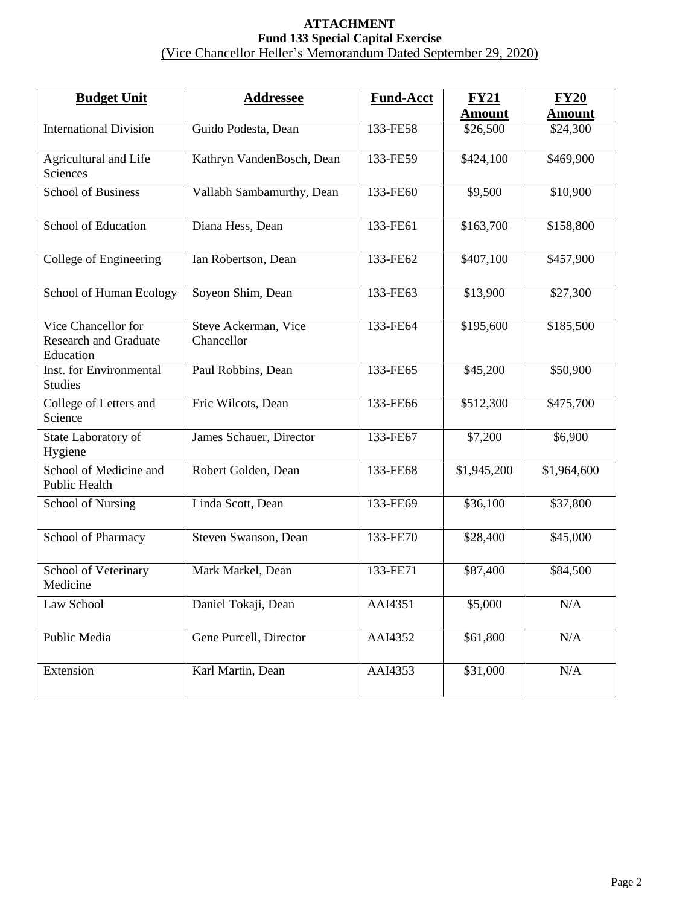**ATTACHMENT**
**Fund 133 Special Capital Exercise**
(Vice Chancellor Heller's Memorandum Dated September 29, 2020)

| Budget Unit | Addressee | Fund-Acct | FY21 Amount | FY20 Amount |
|---|---|---|---|---|
| International Division | Guido Podesta, Dean | 133-FE58 | $26,500 | $24,300 |
| Agricultural and Life Sciences | Kathryn VandenBosch, Dean | 133-FE59 | $424,100 | $469,900 |
| School of Business | Vallabh Sambamurthy, Dean | 133-FE60 | $9,500 | $10,900 |
| School of Education | Diana Hess, Dean | 133-FE61 | $163,700 | $158,800 |
| College of Engineering | Ian Robertson, Dean | 133-FE62 | $407,100 | $457,900 |
| School of Human Ecology | Soyeon Shim, Dean | 133-FE63 | $13,900 | $27,300 |
| Vice Chancellor for Research and Graduate Education | Steve Ackerman, Vice Chancellor | 133-FE64 | $195,600 | $185,500 |
| Inst. for Environmental Studies | Paul Robbins, Dean | 133-FE65 | $45,200 | $50,900 |
| College of Letters and Science | Eric Wilcots, Dean | 133-FE66 | $512,300 | $475,700 |
| State Laboratory of Hygiene | James Schauer, Director | 133-FE67 | $7,200 | $6,900 |
| School of Medicine and Public Health | Robert Golden, Dean | 133-FE68 | $1,945,200 | $1,964,600 |
| School of Nursing | Linda Scott, Dean | 133-FE69 | $36,100 | $37,800 |
| School of Pharmacy | Steven Swanson, Dean | 133-FE70 | $28,400 | $45,000 |
| School of Veterinary Medicine | Mark Markel, Dean | 133-FE71 | $87,400 | $84,500 |
| Law School | Daniel Tokaji, Dean | AAI4351 | $5,000 | N/A |
| Public Media | Gene Purcell, Director | AAI4352 | $61,800 | N/A |
| Extension | Karl Martin, Dean | AAI4353 | $31,000 | N/A |